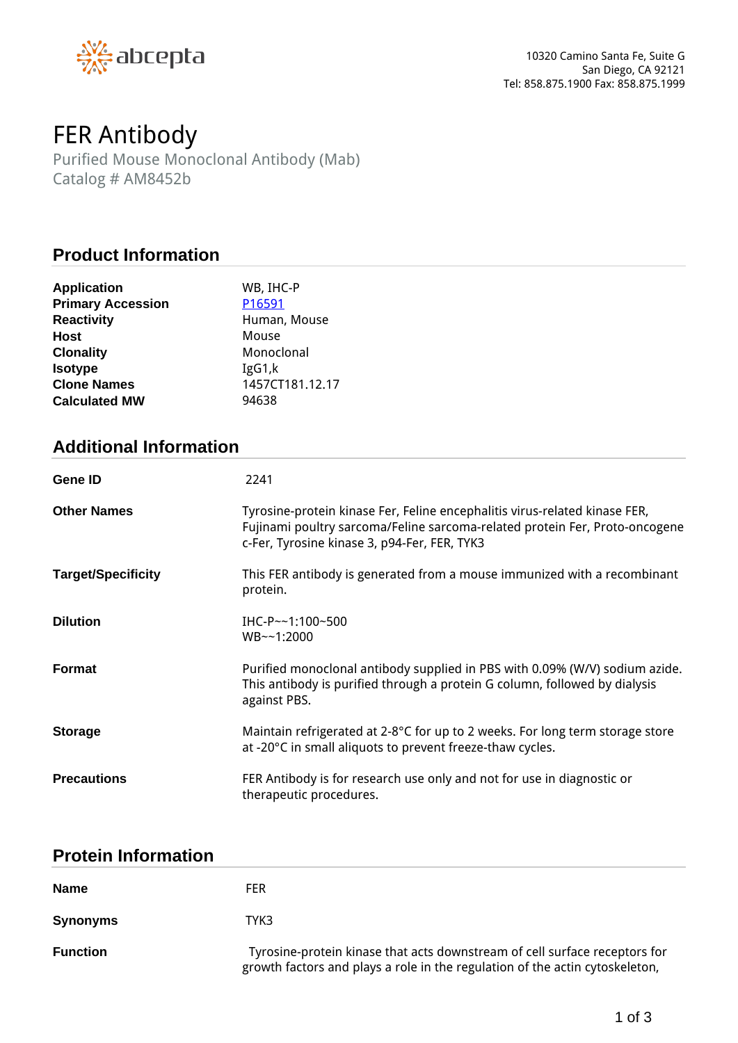abcepta

10320 Camino Santa Fe, Suite G
San Diego, CA 92121
Tel: 858.875.1900 Fax: 858.875.1999

# FER Antibody

Purified Mouse Monoclonal Antibody (Mab)
Catalog # AM8452b

## Product Information

| | |
|---|---|
| **Application** | WB, IHC-P |
| **Primary Accession** | P16591 |
| **Reactivity** | Human, Mouse |
| **Host** | Mouse |
| **Clonality** | Monoclonal |
| **Isotype** | IgG1,k |
| **Clone Names** | 1457CT181.12.17 |
| **Calculated MW** | 94638 |

## Additional Information

| | |
|---|---|
| **Gene ID** | 2241 |
| **Other Names** | Tyrosine-protein kinase Fer, Feline encephalitis virus-related kinase FER, Fujinami poultry sarcoma/Feline sarcoma-related protein Fer, Proto-oncogene c-Fer, Tyrosine kinase 3, p94-Fer, FER, TYK3 |
| **Target/Specificity** | This FER antibody is generated from a mouse immunized with a recombinant protein. |
| **Dilution** | IHC-P~~1:100~500<br>WB~~1:2000 |
| **Format** | Purified monoclonal antibody supplied in PBS with 0.09% (W/V) sodium azide. This antibody is purified through a protein G column, followed by dialysis against PBS. |
| **Storage** | Maintain refrigerated at 2-8°C for up to 2 weeks. For long term storage store at -20°C in small aliquots to prevent freeze-thaw cycles. |
| **Precautions** | FER Antibody is for research use only and not for use in diagnostic or therapeutic procedures. |

## Protein Information

| | |
|---|---|
| **Name** | FER |
| **Synonyms** | TYK3 |
| **Function** | Tyrosine-protein kinase that acts downstream of cell surface receptors for growth factors and plays a role in the regulation of the actin cytoskeleton, |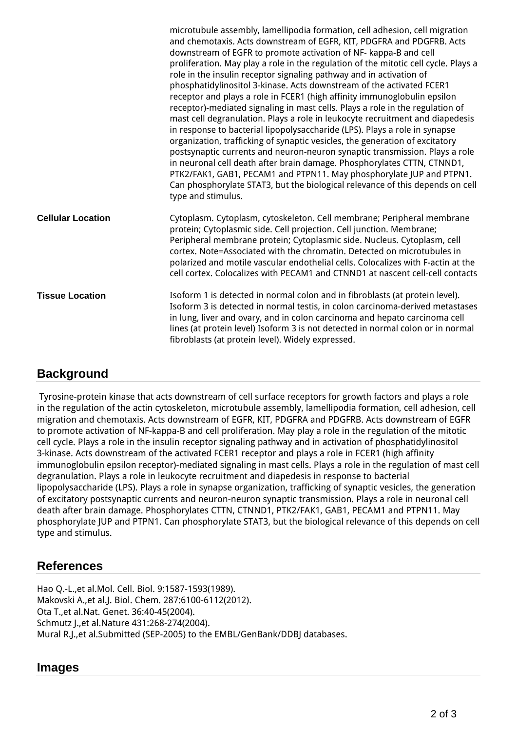| | |
|---|---|
| | microtubule assembly, lamellipodia formation, cell adhesion, cell migration and chemotaxis. Acts downstream of EGFR, KIT, PDGFRA and PDGFRB. Acts downstream of EGFR to promote activation of NF- kappa-B and cell proliferation. May play a role in the regulation of the mitotic cell cycle. Plays a role in the insulin receptor signaling pathway and in activation of phosphatidylinositol 3-kinase. Acts downstream of the activated FCER1 receptor and plays a role in FCER1 (high affinity immunoglobulin epsilon receptor)-mediated signaling in mast cells. Plays a role in the regulation of mast cell degranulation. Plays a role in leukocyte recruitment and diapedesis in response to bacterial lipopolysaccharide (LPS). Plays a role in synapse organization, trafficking of synaptic vesicles, the generation of excitatory postsynaptic currents and neuron-neuron synaptic transmission. Plays a role in neuronal cell death after brain damage. Phosphorylates CTTN, CTNND1, PTK2/FAK1, GAB1, PECAM1 and PTPN11. May phosphorylate JUP and PTPN1. Can phosphorylate STAT3, but the biological relevance of this depends on cell type and stimulus. |
| **Cellular Location** | Cytoplasm. Cytoplasm, cytoskeleton. Cell membrane; Peripheral membrane protein; Cytoplasmic side. Cell projection. Cell junction. Membrane; Peripheral membrane protein; Cytoplasmic side. Nucleus. Cytoplasm, cell cortex. Note=Associated with the chromatin. Detected on microtubules in polarized and motile vascular endothelial cells. Colocalizes with F-actin at the cell cortex. Colocalizes with PECAM1 and CTNND1 at nascent cell-cell contacts |
| **Tissue Location** | Isoform 1 is detected in normal colon and in fibroblasts (at protein level). Isoform 3 is detected in normal testis, in colon carcinoma-derived metastases in lung, liver and ovary, and in colon carcinoma and hepato carcinoma cell lines (at protein level) Isoform 3 is not detected in normal colon or in normal fibroblasts (at protein level). Widely expressed. |

## Background

Tyrosine-protein kinase that acts downstream of cell surface receptors for growth factors and plays a role in the regulation of the actin cytoskeleton, microtubule assembly, lamellipodia formation, cell adhesion, cell migration and chemotaxis. Acts downstream of EGFR, KIT, PDGFRA and PDGFRB. Acts downstream of EGFR to promote activation of NF-kappa-B and cell proliferation. May play a role in the regulation of the mitotic cell cycle. Plays a role in the insulin receptor signaling pathway and in activation of phosphatidylinositol 3-kinase. Acts downstream of the activated FCER1 receptor and plays a role in FCER1 (high affinity immunoglobulin epsilon receptor)-mediated signaling in mast cells. Plays a role in the regulation of mast cell degranulation. Plays a role in leukocyte recruitment and diapedesis in response to bacterial lipopolysaccharide (LPS). Plays a role in synapse organization, trafficking of synaptic vesicles, the generation of excitatory postsynaptic currents and neuron-neuron synaptic transmission. Plays a role in neuronal cell death after brain damage. Phosphorylates CTTN, CTNND1, PTK2/FAK1, GAB1, PECAM1 and PTPN11. May phosphorylate JUP and PTPN1. Can phosphorylate STAT3, but the biological relevance of this depends on cell type and stimulus.

## References

Hao Q.-L.,et al.Mol. Cell. Biol. 9:1587-1593(1989).
Makovski A.,et al.J. Biol. Chem. 287:6100-6112(2012).
Ota T.,et al.Nat. Genet. 36:40-45(2004).
Schmutz J.,et al.Nature 431:268-274(2004).
Mural R.J.,et al.Submitted (SEP-2005) to the EMBL/GenBank/DDBJ databases.

## Images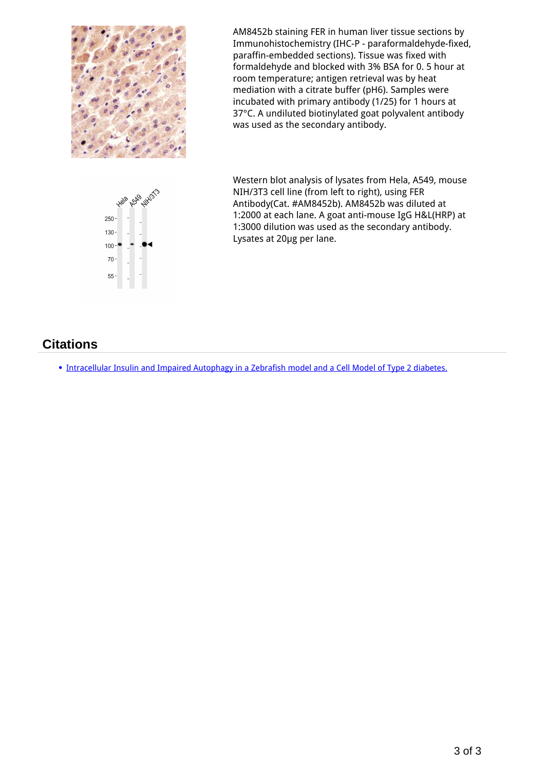AM8452b staining FER in human liver tissue sections by Immunohistochemistry (IHC-P - paraformaldehyde-fixed, paraffin-embedded sections). Tissue was fixed with formaldehyde and blocked with 3% BSA for 0. 5 hour at room temperature; antigen retrieval was by heat mediation with a citrate buffer (pH6). Samples were incubated with primary antibody (1/25) for 1 hours at 37°C. A undiluted biotinylated goat polyvalent antibody was used as the secondary antibody.

Hela
A549
NIH/3T3
250
130
100
70
55

Western blot analysis of lysates from Hela, A549, mouse NIH/3T3 cell line (from left to right), using FER Antibody(Cat. #AM8452b). AM8452b was diluted at 1:2000 at each lane. A goat anti-mouse IgG H&L(HRP) at 1:3000 dilution was used as the secondary antibody. Lysates at 20µg per lane.

## Citations

- Intracellular Insulin and Impaired Autophagy in a Zebrafish model and a Cell Model of Type 2 diabetes.